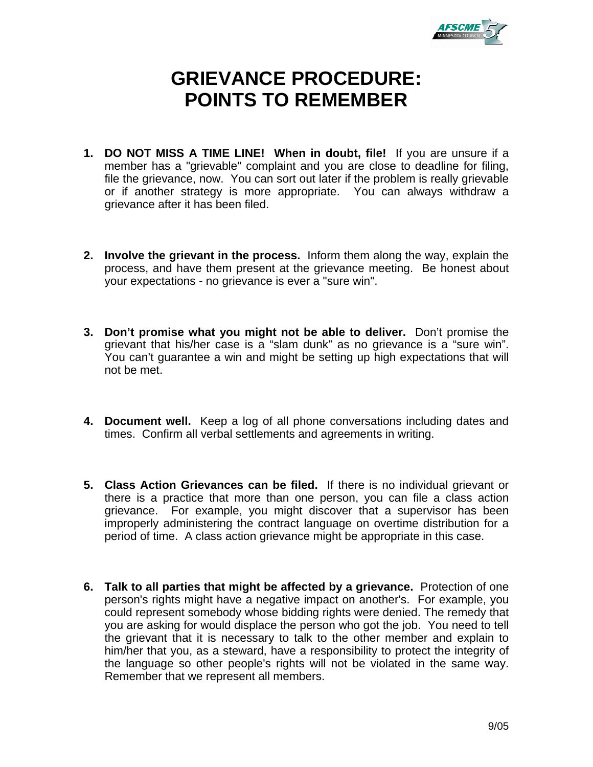# GRIEVANCE PROCEDURE: POINTS TO REMEMBER

1. **DO NOT MISS A TIME LINE! When in doubt, file!** If you are unsure if a member has a "grievable" complaint and you are close to deadline for filing, file the grievance, now. You can sort out later if the problem is really grievable or if another strategy is more appropriate. You can always withdraw a grievance after it has been filed.

2. **Involve the grievant in the process.** Inform them along the way, explain the process, and have them present at the grievance meeting. Be honest about your expectations - no grievance is ever a "sure win".

3. **Don't promise what you might not be able to deliver.** Don't promise the grievant that his/her case is a "slam dunk" as no grievance is a "sure win". You can't guarantee a win and might be setting up high expectations that will not be met.

4. **Document well.** Keep a log of all phone conversations including dates and times. Confirm all verbal settlements and agreements in writing.

5. **Class Action Grievances can be filed.** If there is no individual grievant or there is a practice that more than one person, you can file a class action grievance. For example, you might discover that a supervisor has been improperly administering the contract language on overtime distribution for a period of time. A class action grievance might be appropriate in this case.

6. **Talk to all parties that might be affected by a grievance.** Protection of one person's rights might have a negative impact on another's. For example, you could represent somebody whose bidding rights were denied. The remedy that you are asking for would displace the person who got the job. You need to tell the grievant that it is necessary to talk to the other member and explain to him/her that you, as a steward, have a responsibility to protect the integrity of the language so other people's rights will not be violated in the same way. Remember that we represent all members.

9/05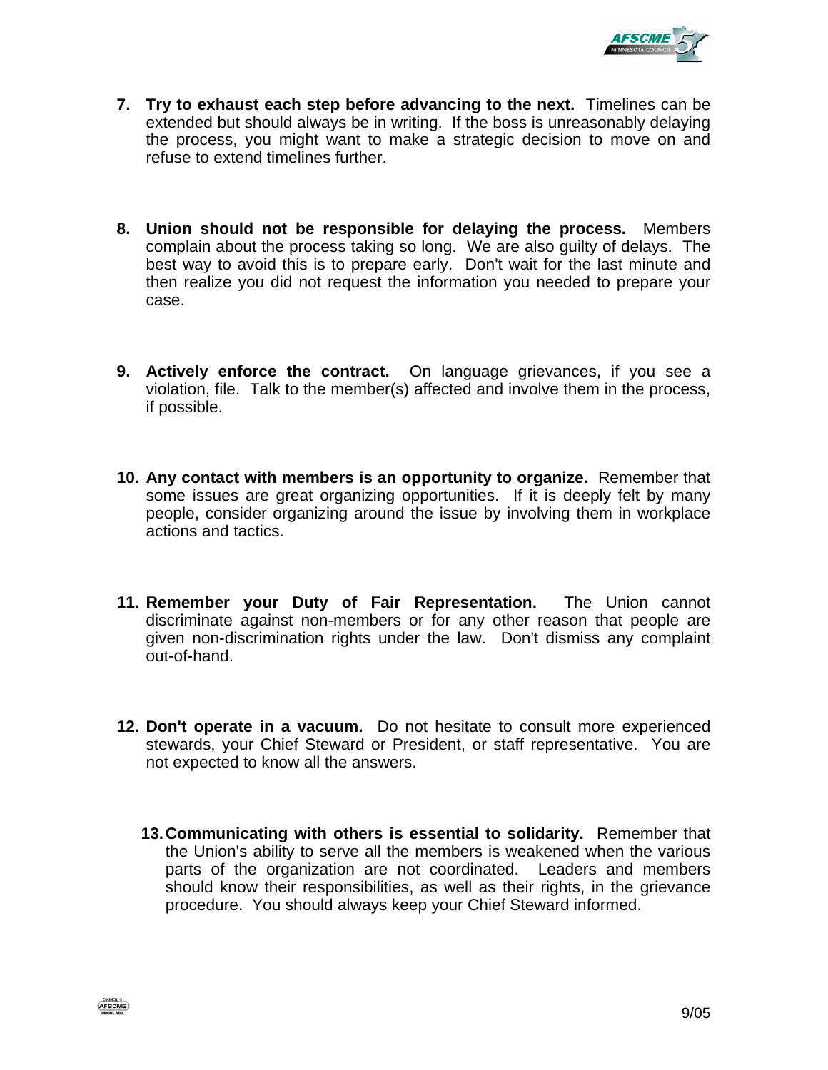7. **Try to exhaust each step before advancing to the next.** Timelines can be extended but should always be in writing. If the boss is unreasonably delaying the process, you might want to make a strategic decision to move on and refuse to extend timelines further.

8. **Union should not be responsible for delaying the process.** Members complain about the process taking so long. We are also guilty of delays. The best way to avoid this is to prepare early. Don't wait for the last minute and then realize you did not request the information you needed to prepare your case.

9. **Actively enforce the contract.** On language grievances, if you see a violation, file. Talk to the member(s) affected and involve them in the process, if possible.

10. **Any contact with members is an opportunity to organize.** Remember that some issues are great organizing opportunities. If it is deeply felt by many people, consider organizing around the issue by involving them in workplace actions and tactics.

11. **Remember your Duty of Fair Representation.** The Union cannot discriminate against non-members or for any other reason that people are given non-discrimination rights under the law. Don't dismiss any complaint out-of-hand.

12. **Don't operate in a vacuum.** Do not hesitate to consult more experienced stewards, your Chief Steward or President, or staff representative. You are not expected to know all the answers.

13. **Communicating with others is essential to solidarity.** Remember that the Union's ability to serve all the members is weakened when the various parts of the organization are not coordinated. Leaders and members should know their responsibilities, as well as their rights, in the grievance procedure. You should always keep your Chief Steward informed.

9/05